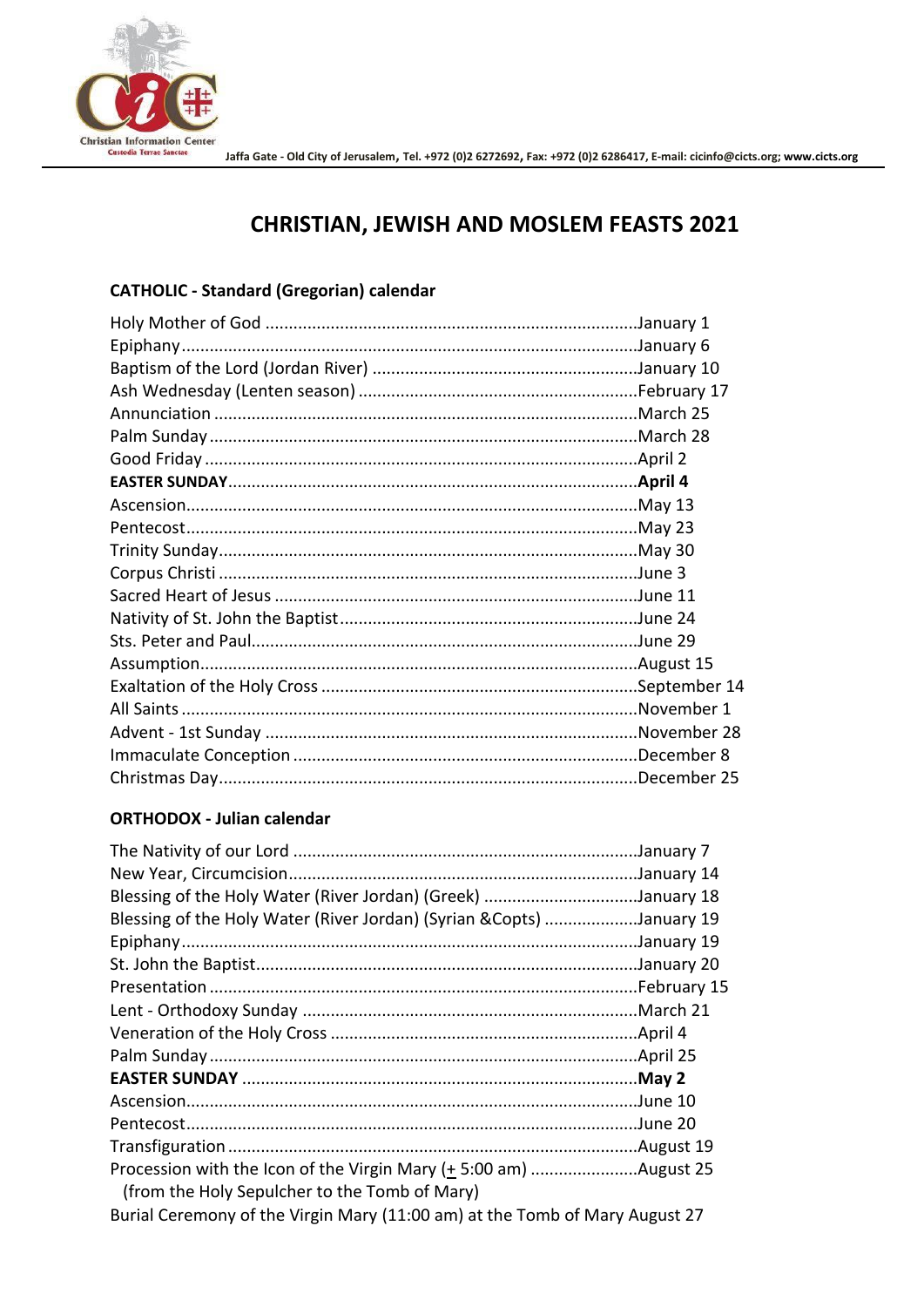Jaffa Gate - Old City of Jerusalem, Tel. +972 (0)2 6272692, Fax: +972 (0)2 6286417, E-mail: cicinfo@cicts.org; www.cicts.org

# CHRISTIAN, JEWISH AND MOSLEM FEASTS 2021

### CATHOLIC - Standard (Gregorian) calendar

| | |
|---|---|
| Holy Mother of God | January 1 |
| Epiphany | January 6 |
| Baptism of the Lord (Jordan River) | January 10 |
| Ash Wednesday (Lenten season) | February 17 |
| Annunciation | March 25 |
| Palm Sunday | March 28 |
| Good Friday | April 2 |
| **EASTER SUNDAY** | **April 4** |
| Ascension | May 13 |
| Pentecost | May 23 |
| Trinity Sunday | May 30 |
| Corpus Christi | June 3 |
| Sacred Heart of Jesus | June 11 |
| Nativity of St. John the Baptist | June 24 |
| Sts. Peter and Paul | June 29 |
| Assumption | August 15 |
| Exaltation of the Holy Cross | September 14 |
| All Saints | November 1 |
| Advent - 1st Sunday | November 28 |
| Immaculate Conception | December 8 |
| Christmas Day | December 25 |

### ORTHODOX - Julian calendar

| | |
|---|---|
| The Nativity of our Lord | January 7 |
| New Year, Circumcision | January 14 |
| Blessing of the Holy Water (River Jordan) (Greek) | January 18 |
| Blessing of the Holy Water (River Jordan) (Syrian &Copts) | January 19 |
| Epiphany | January 19 |
| St. John the Baptist | January 20 |
| Presentation | February 15 |
| Lent - Orthodoxy Sunday | March 21 |
| Veneration of the Holy Cross | April 4 |
| Palm Sunday | April 25 |
| **EASTER SUNDAY** | **May 2** |
| Ascension | June 10 |
| Pentecost | June 20 |
| Transfiguration | August 19 |
| Procession with the Icon of the Virgin Mary (± 5:00 am) (from the Holy Sepulcher to the Tomb of Mary) | August 25 |
| Burial Ceremony of the Virgin Mary (11:00 am) at the Tomb of Mary | August 27 |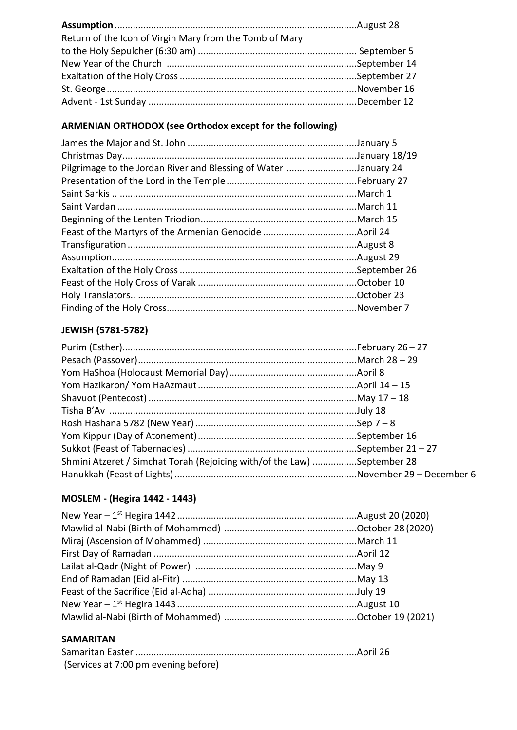**Assumption** ........................................................................................... August 28
Return of the Icon of Virgin Mary from the Tomb of Mary
to the Holy Sepulcher (6:30 am) ............................................................ September 5
New Year of the Church ........................................................................ September 14
Exaltation of the Holy Cross ................................................................... September 27
St. George .............................................................................................. November 16
Advent - 1st Sunday ............................................................................... December 12

## ARMENIAN ORTHODOX (see Orthodox except for the following)

James the Major and St. John ................................................................ January 5
Christmas Day ......................................................................................... January 18/19
Pilgrimage to the Jordan River and Blessing of Water ........................... January 24
Presentation of the Lord in the Temple .................................................. February 27
Saint Sarkis .. .......................................................................................... March 1
Saint Vardan ........................................................................................... March 11
Beginning of the Lenten Triodion ........................................................... March 15
Feast of the Martyrs of the Armenian Genocide .................................... April 24
Transfiguration ....................................................................................... August 8
Assumption ............................................................................................. August 29
Exaltation of the Holy Cross ................................................................... September 26
Feast of the Holy Cross of Varak ............................................................ October 10
Holy Translators.. ................................................................................... October 23
Finding of the Holy Cross ........................................................................ November 7

## JEWISH (5781-5782)

Purim (Esther) ......................................................................................... February 26 – 27
Pesach (Passover) ................................................................................... March 28 – 29
Yom HaShoa (Holocaust Memorial Day) ................................................. April 8
Yom Hazikaron/ Yom HaAzmaut ............................................................. April 14 – 15
Shavuot (Pentecost) ............................................................................... May 17 – 18
Tisha B'Av .............................................................................................. July 18
Rosh Hashana 5782 (New Year) ............................................................. Sep 7 – 8
Yom Kippur (Day of Atonement) ............................................................ September 16
Sukkot (Feast of Tabernacles) ................................................................ September 21 – 27
Shmini Atzeret / Simchat Torah (Rejoicing with/of the Law) ................. September 28
Hanukkah (Feast of Lights) ..................................................................... November 29 – December 6

## MOSLEM - (Hegira 1442 - 1443)

New Year – 1st Hegira 1442 .................................................................... August 20 (2020)
Mawlid al-Nabi (Birth of Mohammed) .................................................. October 28 (2020)
Miraj (Ascension of Mohammed) ........................................................... March 11
First Day of Ramadan ............................................................................. April 12
Lailat al-Qadr (Night of Power) ............................................................. May 9
End of Ramadan (Eid al-Fitr) .................................................................. May 13
Feast of the Sacrifice (Eid al-Adha) ........................................................ July 19
New Year – 1st Hegira 1443 .................................................................... August 10
Mawlid al-Nabi (Birth of Mohammed) .................................................. October 19 (2021)

## SAMARITAN

Samaritan Easter .................................................................................... April 26
(Services at 7:00 pm evening before)